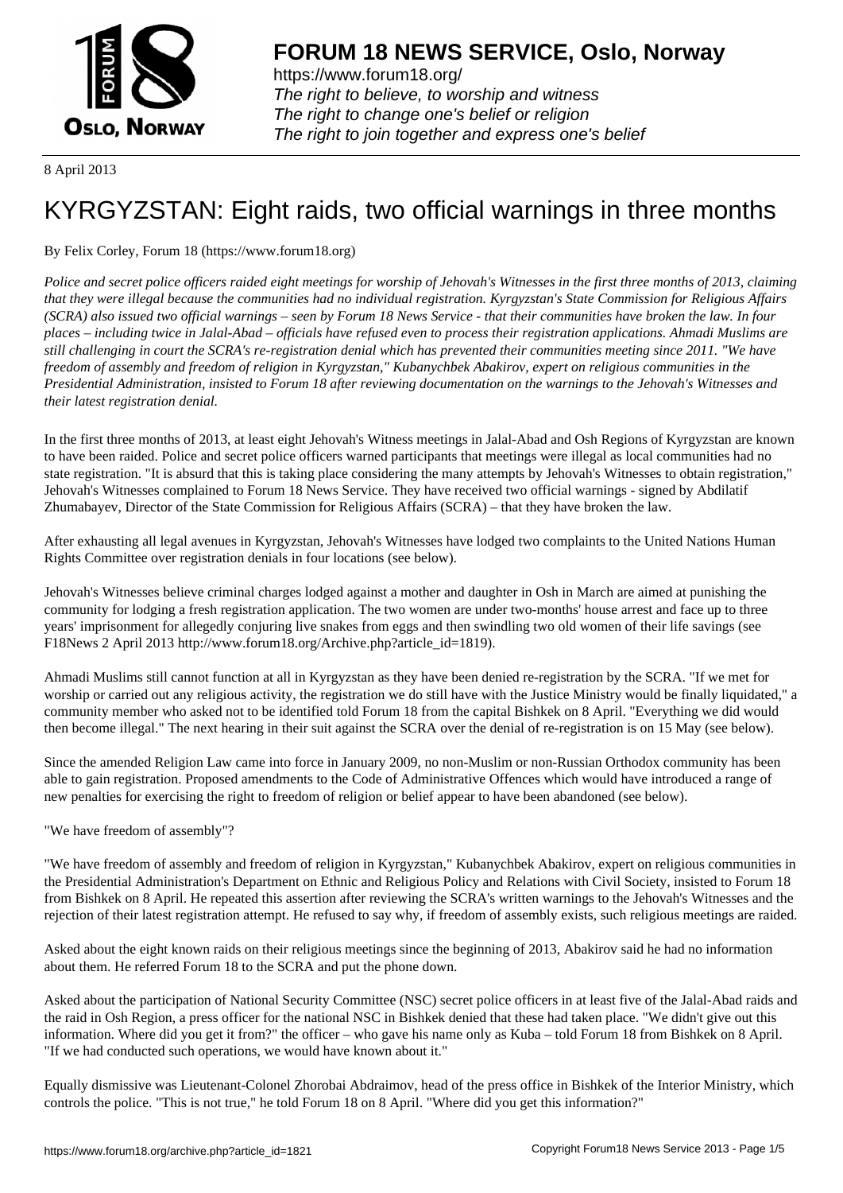# FORUM 18 NEWS SERVICE, Oslo, Norway

https://www.forum18.org/
*The right to believe, to worship and witness*
*The right to change one's belief or religion*
*The right to join together and express one's belief*

8 April 2013

# KYRGYZSTAN: Eight raids, two official warnings in three months

By Felix Corley, Forum 18 (https://www.forum18.org)

*Police and secret police officers raided eight meetings for worship of Jehovah's Witnesses in the first three months of 2013, claiming that they were illegal because the communities had no individual registration. Kyrgyzstan's State Commission for Religious Affairs (SCRA) also issued two official warnings – seen by Forum 18 News Service - that their communities have broken the law. In four places – including twice in Jalal-Abad – officials have refused even to process their registration applications. Ahmadi Muslims are still challenging in court the SCRA's re-registration denial which has prevented their communities meeting since 2011. "We have freedom of assembly and freedom of religion in Kyrgyzstan," Kubanychbek Abakirov, expert on religious communities in the Presidential Administration, insisted to Forum 18 after reviewing documentation on the warnings to the Jehovah's Witnesses and their latest registration denial.*

In the first three months of 2013, at least eight Jehovah's Witness meetings in Jalal-Abad and Osh Regions of Kyrgyzstan are known to have been raided. Police and secret police officers warned participants that meetings were illegal as local communities had no state registration. "It is absurd that this is taking place considering the many attempts by Jehovah's Witnesses to obtain registration," Jehovah's Witnesses complained to Forum 18 News Service. They have received two official warnings - signed by Abdilatif Zhumabayev, Director of the State Commission for Religious Affairs (SCRA) – that they have broken the law.

After exhausting all legal avenues in Kyrgyzstan, Jehovah's Witnesses have lodged two complaints to the United Nations Human Rights Committee over registration denials in four locations (see below).

Jehovah's Witnesses believe criminal charges lodged against a mother and daughter in Osh in March are aimed at punishing the community for lodging a fresh registration application. The two women are under two-months' house arrest and face up to three years' imprisonment for allegedly conjuring live snakes from eggs and then swindling two old women of their life savings (see F18News 2 April 2013 http://www.forum18.org/Archive.php?article_id=1819).

Ahmadi Muslims still cannot function at all in Kyrgyzstan as they have been denied re-registration by the SCRA. "If we met for worship or carried out any religious activity, the registration we do still have with the Justice Ministry would be finally liquidated," a community member who asked not to be identified told Forum 18 from the capital Bishkek on 8 April. "Everything we did would then become illegal." The next hearing in their suit against the SCRA over the denial of re-registration is on 15 May (see below).

Since the amended Religion Law came into force in January 2009, no non-Muslim or non-Russian Orthodox community has been able to gain registration. Proposed amendments to the Code of Administrative Offences which would have introduced a range of new penalties for exercising the right to freedom of religion or belief appear to have been abandoned (see below).

"We have freedom of assembly"?

"We have freedom of assembly and freedom of religion in Kyrgyzstan," Kubanychbek Abakirov, expert on religious communities in the Presidential Administration's Department on Ethnic and Religious Policy and Relations with Civil Society, insisted to Forum 18 from Bishkek on 8 April. He repeated this assertion after reviewing the SCRA's written warnings to the Jehovah's Witnesses and the rejection of their latest registration attempt. He refused to say why, if freedom of assembly exists, such religious meetings are raided.

Asked about the eight known raids on their religious meetings since the beginning of 2013, Abakirov said he had no information about them. He referred Forum 18 to the SCRA and put the phone down.

Asked about the participation of National Security Committee (NSC) secret police officers in at least five of the Jalal-Abad raids and the raid in Osh Region, a press officer for the national NSC in Bishkek denied that these had taken place. "We didn't give out this information. Where did you get it from?" the officer – who gave his name only as Kuba – told Forum 18 from Bishkek on 8 April. "If we had conducted such operations, we would have known about it."

Equally dismissive was Lieutenant-Colonel Zhorobai Abdraimov, head of the press office in Bishkek of the Interior Ministry, which controls the police. "This is not true," he told Forum 18 on 8 April. "Where did you get this information?"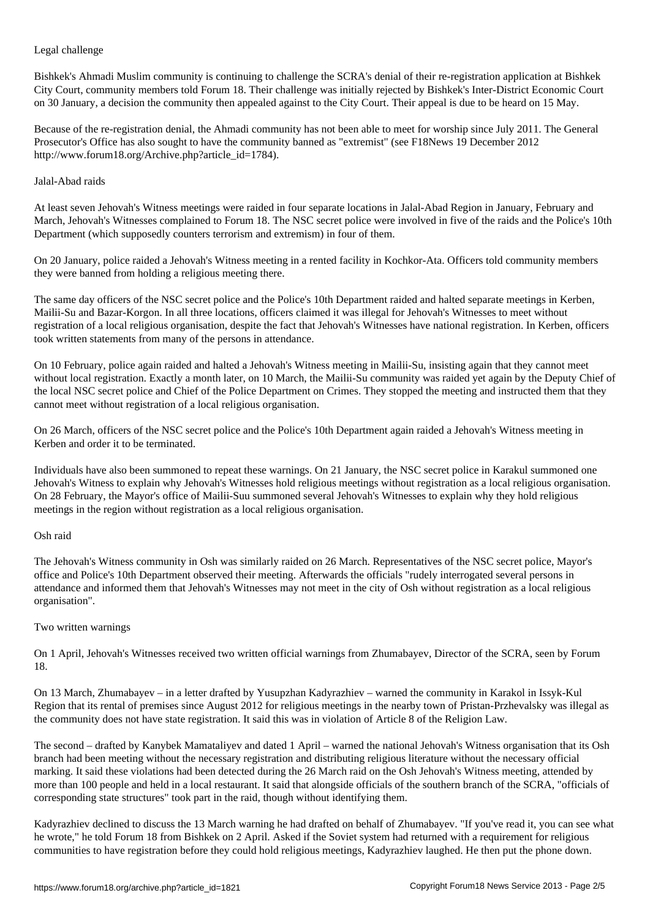## Legal challenge

Bishkek's Ahmadi Muslim community is continuing to challenge the SCRA's denial of their re-registration application at Bishkek City Court, community members told Forum 18. Their challenge was initially rejected by Bishkek's Inter-District Economic Court on 30 January, a decision the community then appealed against to the City Court. Their appeal is due to be heard on 15 May.

Because of the re-registration denial, the Ahmadi community has not been able to meet for worship since July 2011. The General Prosecutor's Office has also sought to have the community banned as "extremist" (see F18News 19 December 2012 http://www.forum18.org/Archive.php?article_id=1784).

## Jalal-Abad raids

At least seven Jehovah's Witness meetings were raided in four separate locations in Jalal-Abad Region in January, February and March, Jehovah's Witnesses complained to Forum 18. The NSC secret police were involved in five of the raids and the Police's 10th Department (which supposedly counters terrorism and extremism) in four of them.

On 20 January, police raided a Jehovah's Witness meeting in a rented facility in Kochkor-Ata. Officers told community members they were banned from holding a religious meeting there.

The same day officers of the NSC secret police and the Police's 10th Department raided and halted separate meetings in Kerben, Mailii-Su and Bazar-Korgon. In all three locations, officers claimed it was illegal for Jehovah's Witnesses to meet without registration of a local religious organisation, despite the fact that Jehovah's Witnesses have national registration. In Kerben, officers took written statements from many of the persons in attendance.

On 10 February, police again raided and halted a Jehovah's Witness meeting in Mailii-Su, insisting again that they cannot meet without local registration. Exactly a month later, on 10 March, the Mailii-Su community was raided yet again by the Deputy Chief of the local NSC secret police and Chief of the Police Department on Crimes. They stopped the meeting and instructed them that they cannot meet without registration of a local religious organisation.

On 26 March, officers of the NSC secret police and the Police's 10th Department again raided a Jehovah's Witness meeting in Kerben and order it to be terminated.

Individuals have also been summoned to repeat these warnings. On 21 January, the NSC secret police in Karakul summoned one Jehovah's Witness to explain why Jehovah's Witnesses hold religious meetings without registration as a local religious organisation. On 28 February, the Mayor's office of Mailii-Suu summoned several Jehovah's Witnesses to explain why they hold religious meetings in the region without registration as a local religious organisation.

## Osh raid

The Jehovah's Witness community in Osh was similarly raided on 26 March. Representatives of the NSC secret police, Mayor's office and Police's 10th Department observed their meeting. Afterwards the officials "rudely interrogated several persons in attendance and informed them that Jehovah's Witnesses may not meet in the city of Osh without registration as a local religious organisation".

## Two written warnings

On 1 April, Jehovah's Witnesses received two written official warnings from Zhumabayev, Director of the SCRA, seen by Forum 18.

On 13 March, Zhumabayev – in a letter drafted by Yusupzhan Kadyrazhiev – warned the community in Karakol in Issyk-Kul Region that its rental of premises since August 2012 for religious meetings in the nearby town of Pristan-Przhevalsky was illegal as the community does not have state registration. It said this was in violation of Article 8 of the Religion Law.

The second – drafted by Kanybek Mamataliyev and dated 1 April – warned the national Jehovah's Witness organisation that its Osh branch had been meeting without the necessary registration and distributing religious literature without the necessary official marking. It said these violations had been detected during the 26 March raid on the Osh Jehovah's Witness meeting, attended by more than 100 people and held in a local restaurant. It said that alongside officials of the southern branch of the SCRA, "officials of corresponding state structures" took part in the raid, though without identifying them.

Kadyrazhiev declined to discuss the 13 March warning he had drafted on behalf of Zhumabayev. "If you've read it, you can see what he wrote," he told Forum 18 from Bishkek on 2 April. Asked if the Soviet system had returned with a requirement for religious communities to have registration before they could hold religious meetings, Kadyrazhiev laughed. He then put the phone down.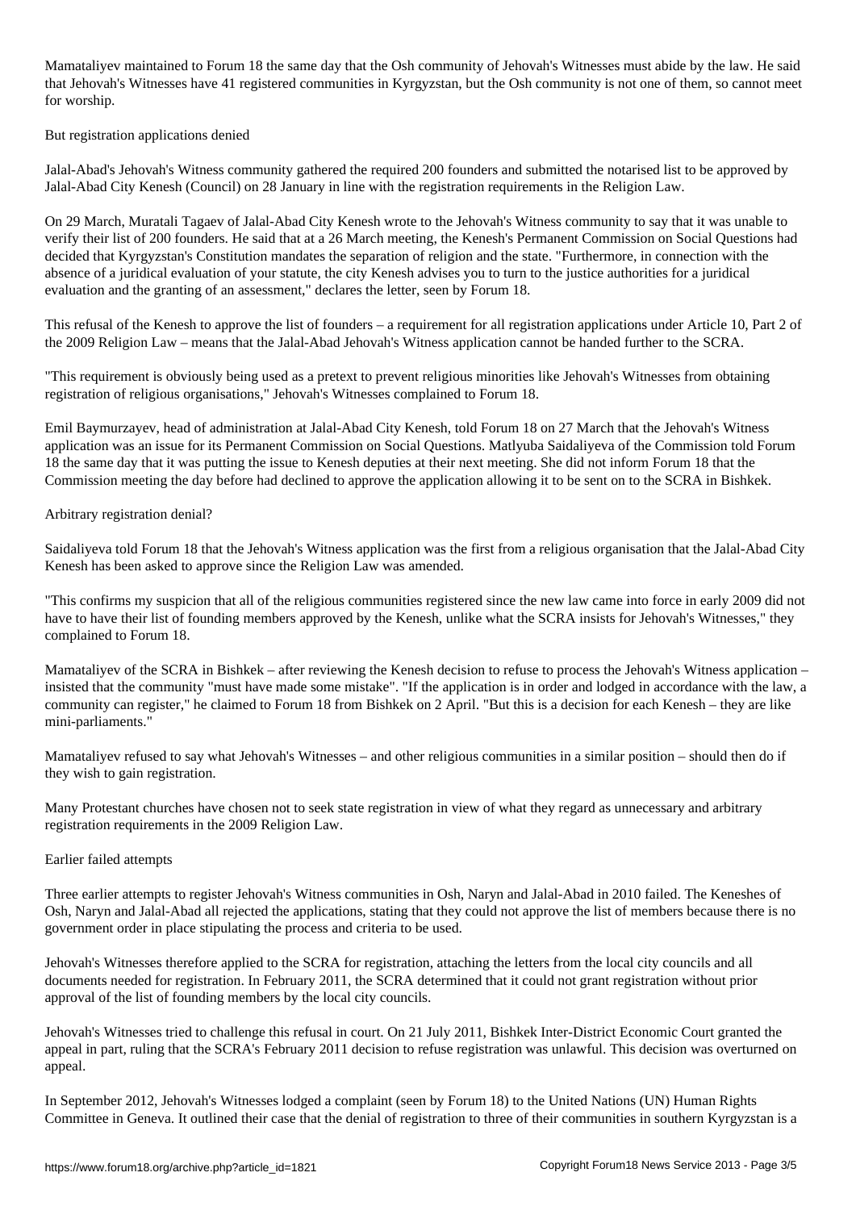Mamataliyev maintained to Forum 18 the same day that the Osh community of Jehovah's Witnesses must abide by the law. He said that Jehovah's Witnesses have 41 registered communities in Kyrgyzstan, but the Osh community is not one of them, so cannot meet for worship.

## But registration applications denied

Jalal-Abad's Jehovah's Witness community gathered the required 200 founders and submitted the notarised list to be approved by Jalal-Abad City Kenesh (Council) on 28 January in line with the registration requirements in the Religion Law.

On 29 March, Muratali Tagaev of Jalal-Abad City Kenesh wrote to the Jehovah's Witness community to say that it was unable to verify their list of 200 founders. He said that at a 26 March meeting, the Kenesh's Permanent Commission on Social Questions had decided that Kyrgyzstan's Constitution mandates the separation of religion and the state. "Furthermore, in connection with the absence of a juridical evaluation of your statute, the city Kenesh advises you to turn to the justice authorities for a juridical evaluation and the granting of an assessment," declares the letter, seen by Forum 18.

This refusal of the Kenesh to approve the list of founders – a requirement for all registration applications under Article 10, Part 2 of the 2009 Religion Law – means that the Jalal-Abad Jehovah's Witness application cannot be handed further to the SCRA.

"This requirement is obviously being used as a pretext to prevent religious minorities like Jehovah's Witnesses from obtaining registration of religious organisations," Jehovah's Witnesses complained to Forum 18.

Emil Baymurzayev, head of administration at Jalal-Abad City Kenesh, told Forum 18 on 27 March that the Jehovah's Witness application was an issue for its Permanent Commission on Social Questions. Matlyuba Saidaliyeva of the Commission told Forum 18 the same day that it was putting the issue to Kenesh deputies at their next meeting. She did not inform Forum 18 that the Commission meeting the day before had declined to approve the application allowing it to be sent on to the SCRA in Bishkek.

## Arbitrary registration denial?

Saidaliyeva told Forum 18 that the Jehovah's Witness application was the first from a religious organisation that the Jalal-Abad City Kenesh has been asked to approve since the Religion Law was amended.

"This confirms my suspicion that all of the religious communities registered since the new law came into force in early 2009 did not have to have their list of founding members approved by the Kenesh, unlike what the SCRA insists for Jehovah's Witnesses," they complained to Forum 18.

Mamataliyev of the SCRA in Bishkek – after reviewing the Kenesh decision to refuse to process the Jehovah's Witness application – insisted that the community "must have made some mistake". "If the application is in order and lodged in accordance with the law, a community can register," he claimed to Forum 18 from Bishkek on 2 April. "But this is a decision for each Kenesh – they are like mini-parliaments."

Mamataliyev refused to say what Jehovah's Witnesses – and other religious communities in a similar position – should then do if they wish to gain registration.

Many Protestant churches have chosen not to seek state registration in view of what they regard as unnecessary and arbitrary registration requirements in the 2009 Religion Law.

## Earlier failed attempts

Three earlier attempts to register Jehovah's Witness communities in Osh, Naryn and Jalal-Abad in 2010 failed. The Keneshes of Osh, Naryn and Jalal-Abad all rejected the applications, stating that they could not approve the list of members because there is no government order in place stipulating the process and criteria to be used.

Jehovah's Witnesses therefore applied to the SCRA for registration, attaching the letters from the local city councils and all documents needed for registration. In February 2011, the SCRA determined that it could not grant registration without prior approval of the list of founding members by the local city councils.

Jehovah's Witnesses tried to challenge this refusal in court. On 21 July 2011, Bishkek Inter-District Economic Court granted the appeal in part, ruling that the SCRA's February 2011 decision to refuse registration was unlawful. This decision was overturned on appeal.

In September 2012, Jehovah's Witnesses lodged a complaint (seen by Forum 18) to the United Nations (UN) Human Rights Committee in Geneva. It outlined their case that the denial of registration to three of their communities in southern Kyrgyzstan is a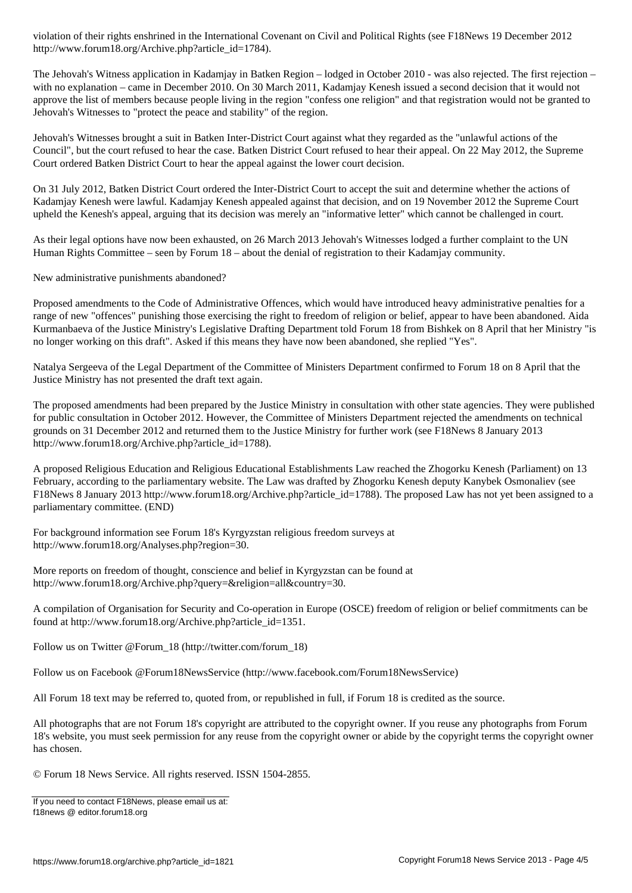violation of their rights enshrined in the International Covenant on Civil and Political Rights (see F18News 19 December 2012 http://www.forum18.org/Archive.php?article_id=1784).

The Jehovah's Witness application in Kadamjay in Batken Region – lodged in October 2010 - was also rejected. The first rejection – with no explanation – came in December 2010. On 30 March 2011, Kadamjay Kenesh issued a second decision that it would not approve the list of members because people living in the region "confess one religion" and that registration would not be granted to Jehovah's Witnesses to "protect the peace and stability" of the region.

Jehovah's Witnesses brought a suit in Batken Inter-District Court against what they regarded as the "unlawful actions of the Council", but the court refused to hear the case. Batken District Court refused to hear their appeal. On 22 May 2012, the Supreme Court ordered Batken District Court to hear the appeal against the lower court decision.

On 31 July 2012, Batken District Court ordered the Inter-District Court to accept the suit and determine whether the actions of Kadamjay Kenesh were lawful. Kadamjay Kenesh appealed against that decision, and on 19 November 2012 the Supreme Court upheld the Kenesh's appeal, arguing that its decision was merely an "informative letter" which cannot be challenged in court.

As their legal options have now been exhausted, on 26 March 2013 Jehovah's Witnesses lodged a further complaint to the UN Human Rights Committee – seen by Forum 18 – about the denial of registration to their Kadamjay community.

New administrative punishments abandoned?

Proposed amendments to the Code of Administrative Offences, which would have introduced heavy administrative penalties for a range of new "offences" punishing those exercising the right to freedom of religion or belief, appear to have been abandoned. Aida Kurmanbaeva of the Justice Ministry's Legislative Drafting Department told Forum 18 from Bishkek on 8 April that her Ministry "is no longer working on this draft". Asked if this means they have now been abandoned, she replied "Yes".

Natalya Sergeeva of the Legal Department of the Committee of Ministers Department confirmed to Forum 18 on 8 April that the Justice Ministry has not presented the draft text again.

The proposed amendments had been prepared by the Justice Ministry in consultation with other state agencies. They were published for public consultation in October 2012. However, the Committee of Ministers Department rejected the amendments on technical grounds on 31 December 2012 and returned them to the Justice Ministry for further work (see F18News 8 January 2013 http://www.forum18.org/Archive.php?article_id=1788).

A proposed Religious Education and Religious Educational Establishments Law reached the Zhogorku Kenesh (Parliament) on 13 February, according to the parliamentary website. The Law was drafted by Zhogorku Kenesh deputy Kanybek Osmonaliev (see F18News 8 January 2013 http://www.forum18.org/Archive.php?article_id=1788). The proposed Law has not yet been assigned to a parliamentary committee. (END)

For background information see Forum 18's Kyrgyzstan religious freedom surveys at http://www.forum18.org/Analyses.php?region=30.

More reports on freedom of thought, conscience and belief in Kyrgyzstan can be found at http://www.forum18.org/Archive.php?query=&religion=all&country=30.

A compilation of Organisation for Security and Co-operation in Europe (OSCE) freedom of religion or belief commitments can be found at http://www.forum18.org/Archive.php?article_id=1351.

Follow us on Twitter @Forum_18 (http://twitter.com/forum_18)

Follow us on Facebook @Forum18NewsService (http://www.facebook.com/Forum18NewsService)

All Forum 18 text may be referred to, quoted from, or republished in full, if Forum 18 is credited as the source.

All photographs that are not Forum 18's copyright are attributed to the copyright owner. If you reuse any photographs from Forum 18's website, you must seek permission for any reuse from the copyright owner or abide by the copyright terms the copyright owner has chosen.

© Forum 18 News Service. All rights reserved. ISSN 1504-2855.

If you need to contact F18News, please email us at:
f18news @ editor.forum18.org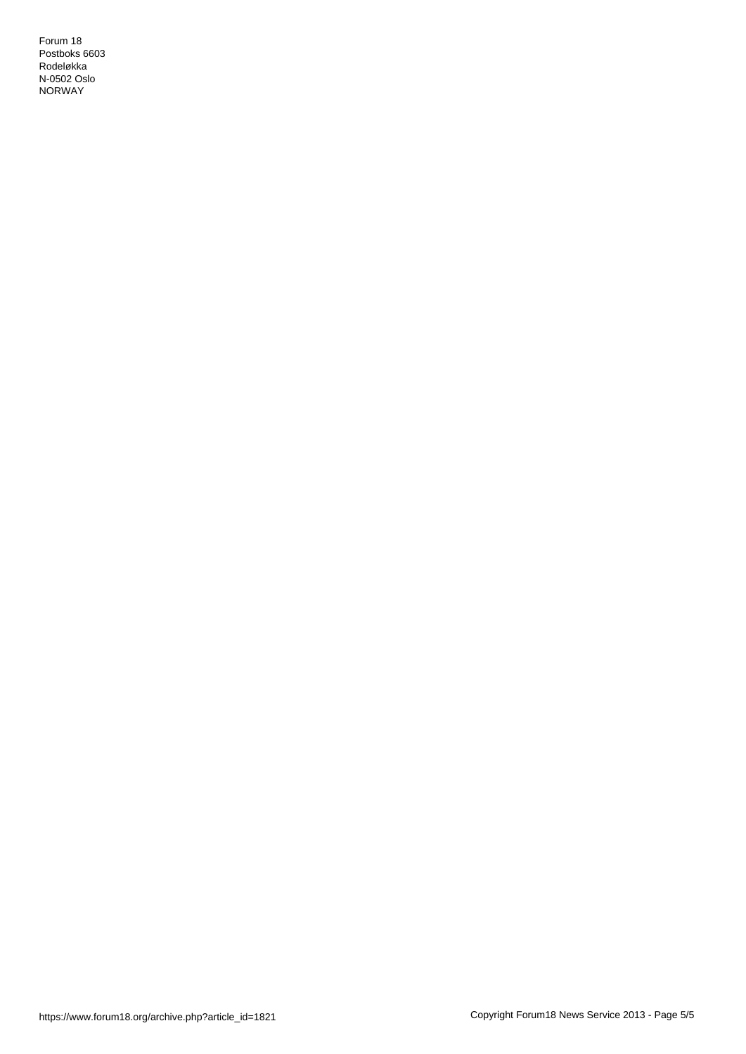Forum 18
Postboks 6603
Rodeløkka
N-0502 Oslo
NORWAY